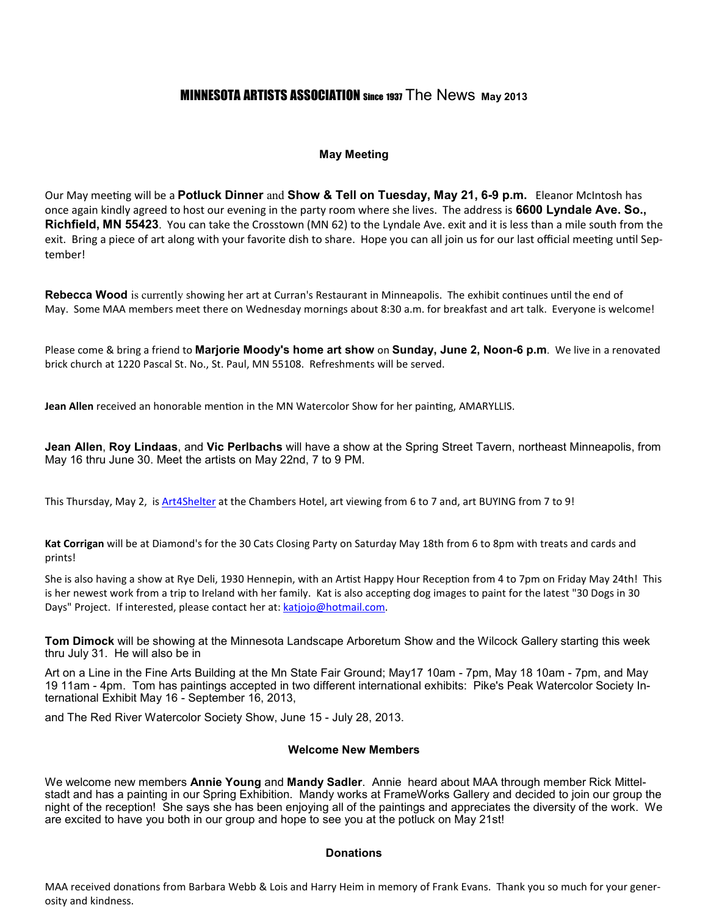# MINNESOTA ARTISTS ASSOCIATION Since 1937 The News May 2013

### May Meeting

Our May meeting will be a **Potluck Dinner** and **Show & Tell on Tuesday, May 21, 6-9 p.m.** Eleanor McIntosh has once again kindly agreed to host our evening in the party room where she lives. The address is **6600 Lyndale Ave. So., Richfield, MN 55423**. You can take the Crosstown (MN 62) to the Lyndale Ave. exit and it is less than a mile south from the exit. Bring a piece of art along with your favorite dish to share. Hope you can all join us for our last official meeting until September!

**Rebecca Wood** is currently showing her art at Curran's Restaurant in Minneapolis. The exhibit continues until the end of May. Some MAA members meet there on Wednesday mornings about 8:30 a.m. for breakfast and art talk. Everyone is welcome!

Please come & bring a friend to **Marjorie Moody's home art show** on **Sunday, June 2, Noon-6 p.m**. We live in a renovated brick church at 1220 Pascal St. No., St. Paul, MN 55108. Refreshments will be served.

**Jean Allen** received an honorable mention in the MN Watercolor Show for her painting, AMARYLLIS.

**Jean Allen**, **Roy Lindaas**, and **Vic Perlbachs** will have a show at the Spring Street Tavern, northeast Minneapolis, from May 16 thru June 30. Meet the artists on May 22nd, 7 to 9 PM.

This Thursday, May 2, is Art4Shelter at the Chambers Hotel, art viewing from 6 to 7 and, art BUYING from 7 to 9!

**Kat Corrigan** will be at Diamond's for the 30 Cats Closing Party on Saturday May 18th from 6 to 8pm with treats and cards and prints!

She is also having a show at Rye Deli, 1930 Hennepin, with an Artist Happy Hour Reception from 4 to 7pm on Friday May 24th! This is her newest work from a trip to Ireland with her family. Kat is also accepting dog images to paint for the latest "30 Dogs in 30 Days" Project. If interested, please contact her at: katjojo@hotmail.com.

**Tom Dimock** will be showing at the Minnesota Landscape Arboretum Show and the Wilcock Gallery starting this week thru July 31. He will also be in

Art on a Line in the Fine Arts Building at the Mn State Fair Ground; May17 10am - 7pm, May 18 10am - 7pm, and May 19 11am - 4pm. Tom has paintings accepted in two different international exhibits: Pike's Peak Watercolor Society International Exhibit May 16 - September 16, 2013,

and The Red River Watercolor Society Show, June 15 - July 28, 2013.

### Welcome New Members

We welcome new members **Annie Young** and **Mandy Sadler**. Annie heard about MAA through member Rick Mittelstadt and has a painting in our Spring Exhibition. Mandy works at FrameWorks Gallery and decided to join our group the night of the reception! She says she has been enjoying all of the paintings and appreciates the diversity of the work. We are excited to have you both in our group and hope to see you at the potluck on May 21st!

### Donations

MAA received donations from Barbara Webb & Lois and Harry Heim in memory of Frank Evans. Thank you so much for your generosity and kindness.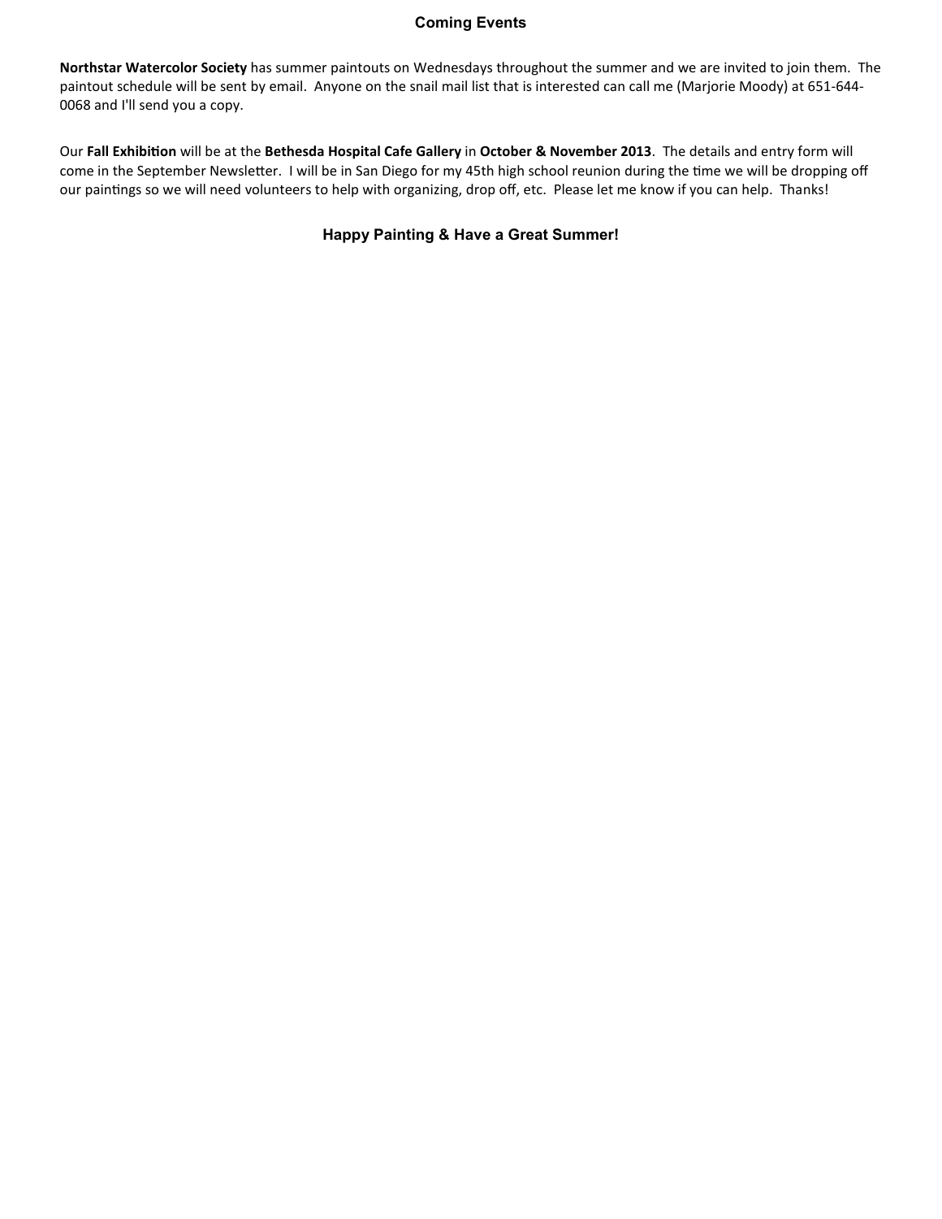## Coming Events

**Northstar Watercolor Society** has summer paintouts on Wednesdays throughout the summer and we are invited to join them. The paintout schedule will be sent by email. Anyone on the snail mail list that is interested can call me (Marjorie Moody) at 651-644-0068 and I'll send you a copy.

Our **Fall Exhibition** will be at the **Bethesda Hospital Cafe Gallery** in **October & November 2013**. The details and entry form will come in the September Newsletter. I will be in San Diego for my 45th high school reunion during the time we will be dropping off our paintings so we will need volunteers to help with organizing, drop off, etc. Please let me know if you can help. Thanks!

**Happy Painting & Have a Great Summer!**